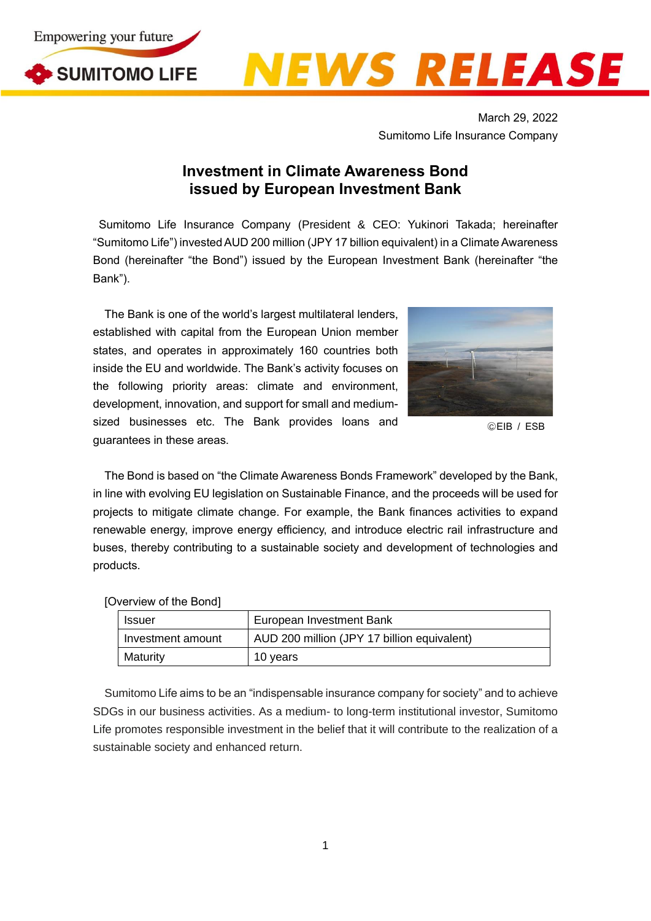March 29, 2022
Sumitomo Life Insurance Company

# Investment in Climate Awareness Bond issued by European Investment Bank

Sumitomo Life Insurance Company (President & CEO: Yukinori Takada; hereinafter "Sumitomo Life") invested AUD 200 million (JPY 17 billion equivalent) in a Climate Awareness Bond (hereinafter "the Bond") issued by the European Investment Bank (hereinafter "the Bank").

The Bank is one of the world's largest multilateral lenders, established with capital from the European Union member states, and operates in approximately 160 countries both inside the EU and worldwide. The Bank's activity focuses on the following priority areas: climate and environment, development, innovation, and support for small and medium-sized businesses etc. The Bank provides loans and guarantees in these areas.

©EIB / ESB

The Bond is based on "the Climate Awareness Bonds Framework" developed by the Bank, in line with evolving EU legislation on Sustainable Finance, and the proceeds will be used for projects to mitigate climate change. For example, the Bank finances activities to expand renewable energy, improve energy efficiency, and introduce electric rail infrastructure and buses, thereby contributing to a sustainable society and development of technologies and products.

[Overview of the Bond]

| Issuer | European Investment Bank |
|---|---|
| Investment amount | AUD 200 million (JPY 17 billion equivalent) |
| Maturity | 10 years |

Sumitomo Life aims to be an "indispensable insurance company for society" and to achieve SDGs in our business activities. As a medium- to long-term institutional investor, Sumitomo Life promotes responsible investment in the belief that it will contribute to the realization of a sustainable society and enhanced return.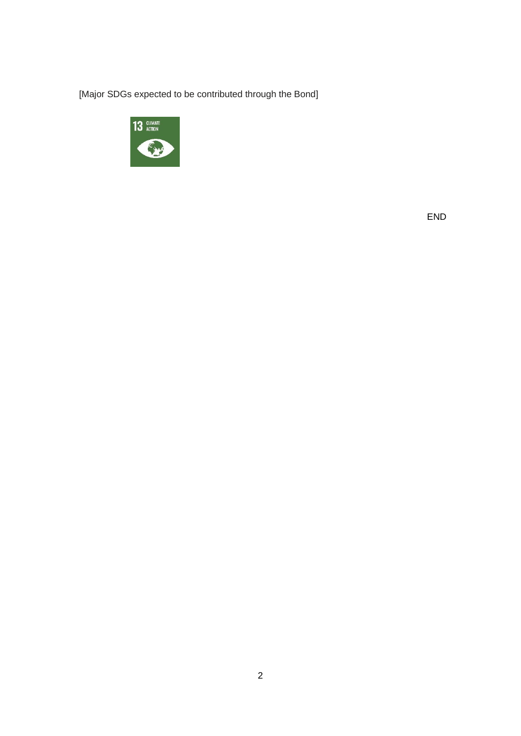[Major SDGs expected to be contributed through the Bond]

END